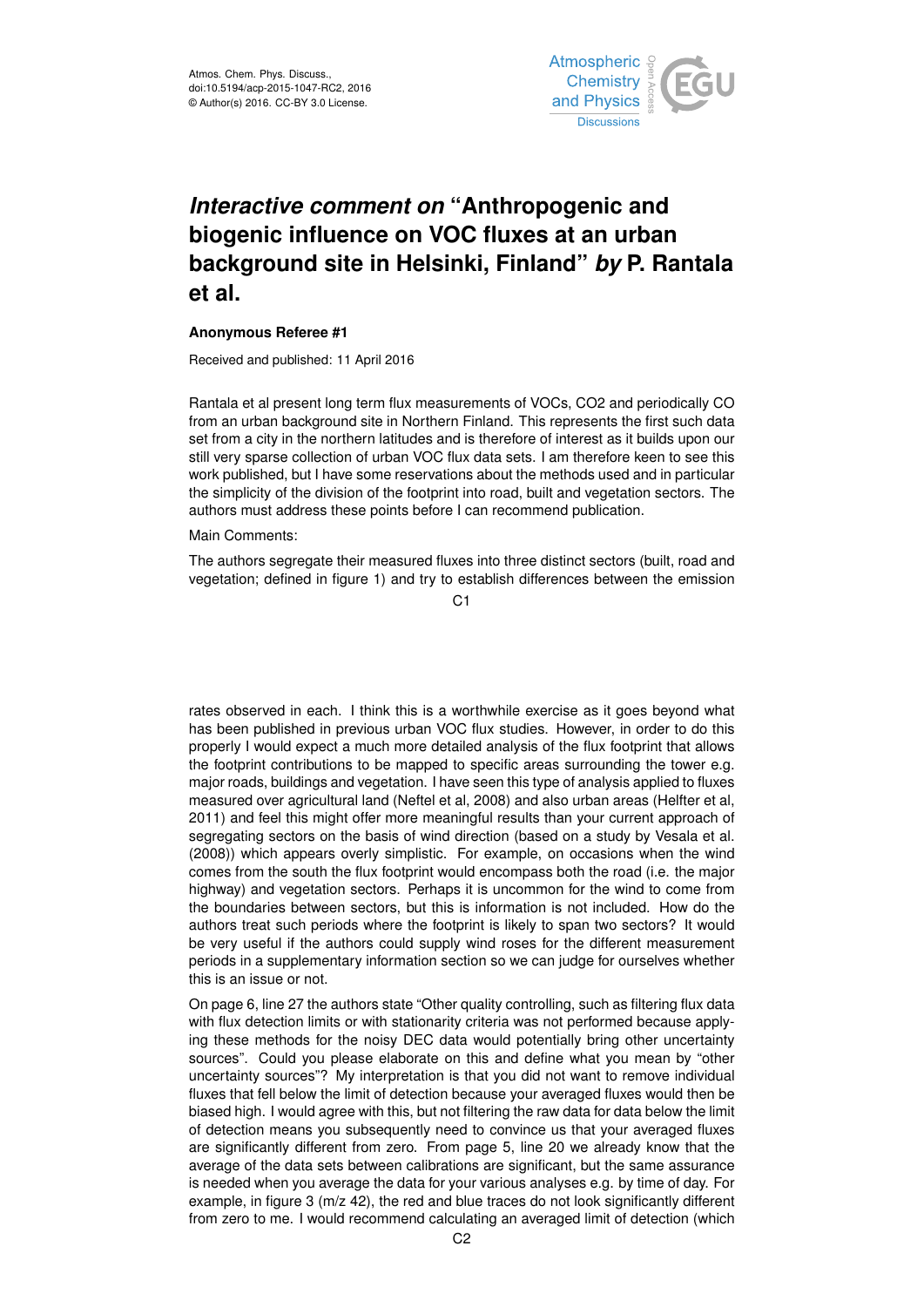Atmos. Chem. Phys. Discuss.,
doi:10.5194/acp-2015-1047-RC2, 2016
© Author(s) 2016. CC-BY 3.0 License.

# *Interactive comment on* "Anthropogenic and biogenic influence on VOC fluxes at an urban background site in Helsinki, Finland" *by* P. Rantala et al.

**Anonymous Referee #1**

Received and published: 11 April 2016

Rantala et al present long term flux measurements of VOCs, CO2 and periodically CO from an urban background site in Northern Finland. This represents the first such data set from a city in the northern latitudes and is therefore of interest as it builds upon our still very sparse collection of urban VOC flux data sets. I am therefore keen to see this work published, but I have some reservations about the methods used and in particular the simplicity of the division of the footprint into road, built and vegetation sectors. The authors must address these points before I can recommend publication.

Main Comments:

The authors segregate their measured fluxes into three distinct sectors (built, road and vegetation; defined in figure 1) and try to establish differences between the emission rates observed in each. I think this is a worthwhile exercise as it goes beyond what has been published in previous urban VOC flux studies. However, in order to do this properly I would expect a much more detailed analysis of the flux footprint that allows the footprint contributions to be mapped to specific areas surrounding the tower e.g. major roads, buildings and vegetation. I have seen this type of analysis applied to fluxes measured over agricultural land (Neftel et al, 2008) and also urban areas (Helfter et al, 2011) and feel this might offer more meaningful results than your current approach of segregating sectors on the basis of wind direction (based on a study by Vesala et al. (2008)) which appears overly simplistic. For example, on occasions when the wind comes from the south the flux footprint would encompass both the road (i.e. the major highway) and vegetation sectors. Perhaps it is uncommon for the wind to come from the boundaries between sectors, but this is information is not included. How do the authors treat such periods where the footprint is likely to span two sectors? It would be very useful if the authors could supply wind roses for the different measurement periods in a supplementary information section so we can judge for ourselves whether this is an issue or not.

On page 6, line 27 the authors state "Other quality controlling, such as filtering flux data with flux detection limits or with stationarity criteria was not performed because applying these methods for the noisy DEC data would potentially bring other uncertainty sources". Could you please elaborate on this and define what you mean by "other uncertainty sources"? My interpretation is that you did not want to remove individual fluxes that fell below the limit of detection because your averaged fluxes would then be biased high. I would agree with this, but not filtering the raw data for data below the limit of detection means you subsequently need to convince us that your averaged fluxes are significantly different from zero. From page 5, line 20 we already know that the average of the data sets between calibrations are significant, but the same assurance is needed when you average the data for your various analyses e.g. by time of day. For example, in figure 3 (m/z 42), the red and blue traces do not look significantly different from zero to me. I would recommend calculating an averaged limit of detection (which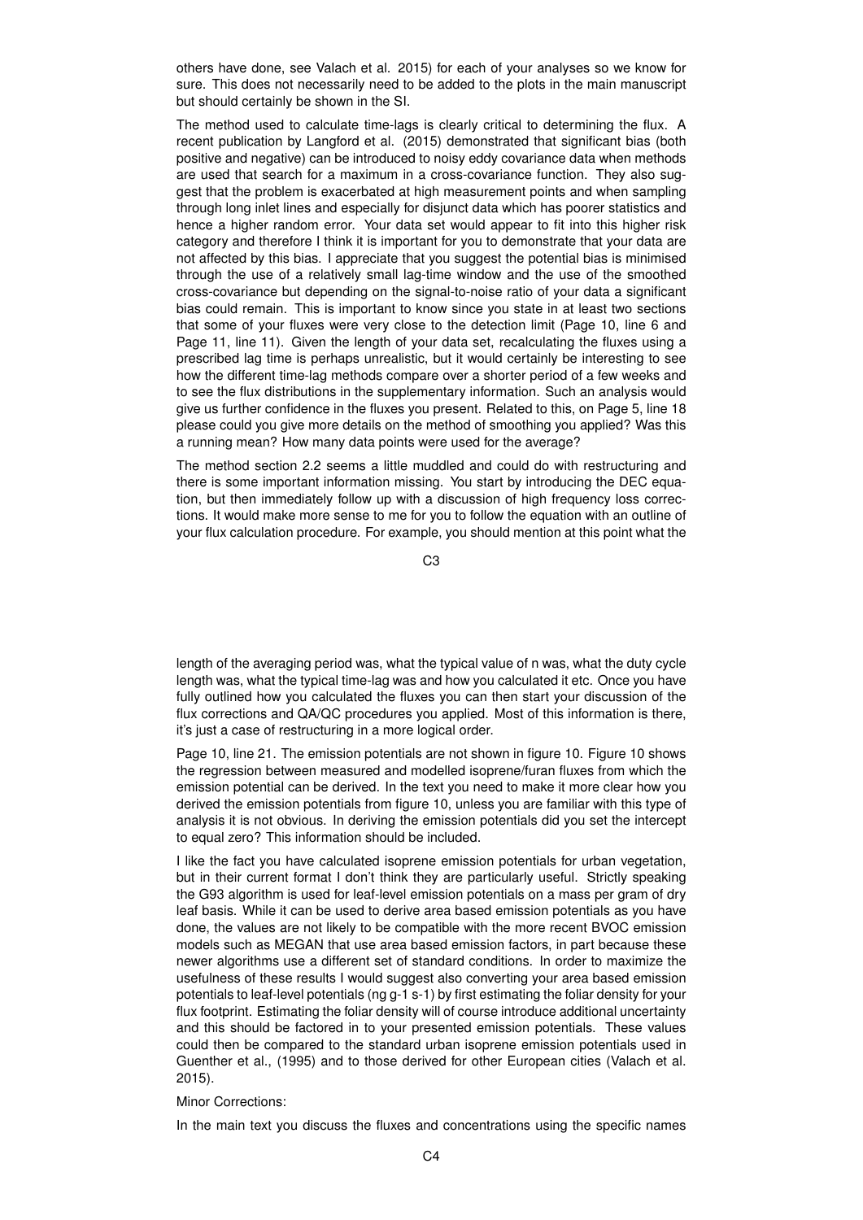others have done, see Valach et al. 2015) for each of your analyses so we know for sure. This does not necessarily need to be added to the plots in the main manuscript but should certainly be shown in the SI.

The method used to calculate time-lags is clearly critical to determining the flux. A recent publication by Langford et al. (2015) demonstrated that significant bias (both positive and negative) can be introduced to noisy eddy covariance data when methods are used that search for a maximum in a cross-covariance function. They also suggest that the problem is exacerbated at high measurement points and when sampling through long inlet lines and especially for disjunct data which has poorer statistics and hence a higher random error. Your data set would appear to fit into this higher risk category and therefore I think it is important for you to demonstrate that your data are not affected by this bias. I appreciate that you suggest the potential bias is minimised through the use of a relatively small lag-time window and the use of the smoothed cross-covariance but depending on the signal-to-noise ratio of your data a significant bias could remain. This is important to know since you state in at least two sections that some of your fluxes were very close to the detection limit (Page 10, line 6 and Page 11, line 11). Given the length of your data set, recalculating the fluxes using a prescribed lag time is perhaps unrealistic, but it would certainly be interesting to see how the different time-lag methods compare over a shorter period of a few weeks and to see the flux distributions in the supplementary information. Such an analysis would give us further confidence in the fluxes you present. Related to this, on Page 5, line 18 please could you give more details on the method of smoothing you applied? Was this a running mean? How many data points were used for the average?

The method section 2.2 seems a little muddled and could do with restructuring and there is some important information missing. You start by introducing the DEC equation, but then immediately follow up with a discussion of high frequency loss corrections. It would make more sense to me for you to follow the equation with an outline of your flux calculation procedure. For example, you should mention at this point what the length of the averaging period was, what the typical value of n was, what the duty cycle length was, what the typical time-lag was and how you calculated it etc. Once you have fully outlined how you calculated the fluxes you can then start your discussion of the flux corrections and QA/QC procedures you applied. Most of this information is there, it's just a case of restructuring in a more logical order.

Page 10, line 21. The emission potentials are not shown in figure 10. Figure 10 shows the regression between measured and modelled isoprene/furan fluxes from which the emission potential can be derived. In the text you need to make it more clear how you derived the emission potentials from figure 10, unless you are familiar with this type of analysis it is not obvious. In deriving the emission potentials did you set the intercept to equal zero? This information should be included.

I like the fact you have calculated isoprene emission potentials for urban vegetation, but in their current format I don't think they are particularly useful. Strictly speaking the G93 algorithm is used for leaf-level emission potentials on a mass per gram of dry leaf basis. While it can be used to derive area based emission potentials as you have done, the values are not likely to be compatible with the more recent BVOC emission models such as MEGAN that use area based emission factors, in part because these newer algorithms use a different set of standard conditions. In order to maximize the usefulness of these results I would suggest also converting your area based emission potentials to leaf-level potentials (ng $g^{-1}$ $s^{-1}$) by first estimating the foliar density for your flux footprint. Estimating the foliar density will of course introduce additional uncertainty and this should be factored in to your presented emission potentials. These values could then be compared to the standard urban isoprene emission potentials used in Guenther et al., (1995) and to those derived for other European cities (Valach et al. 2015).

Minor Corrections:

In the main text you discuss the fluxes and concentrations using the specific names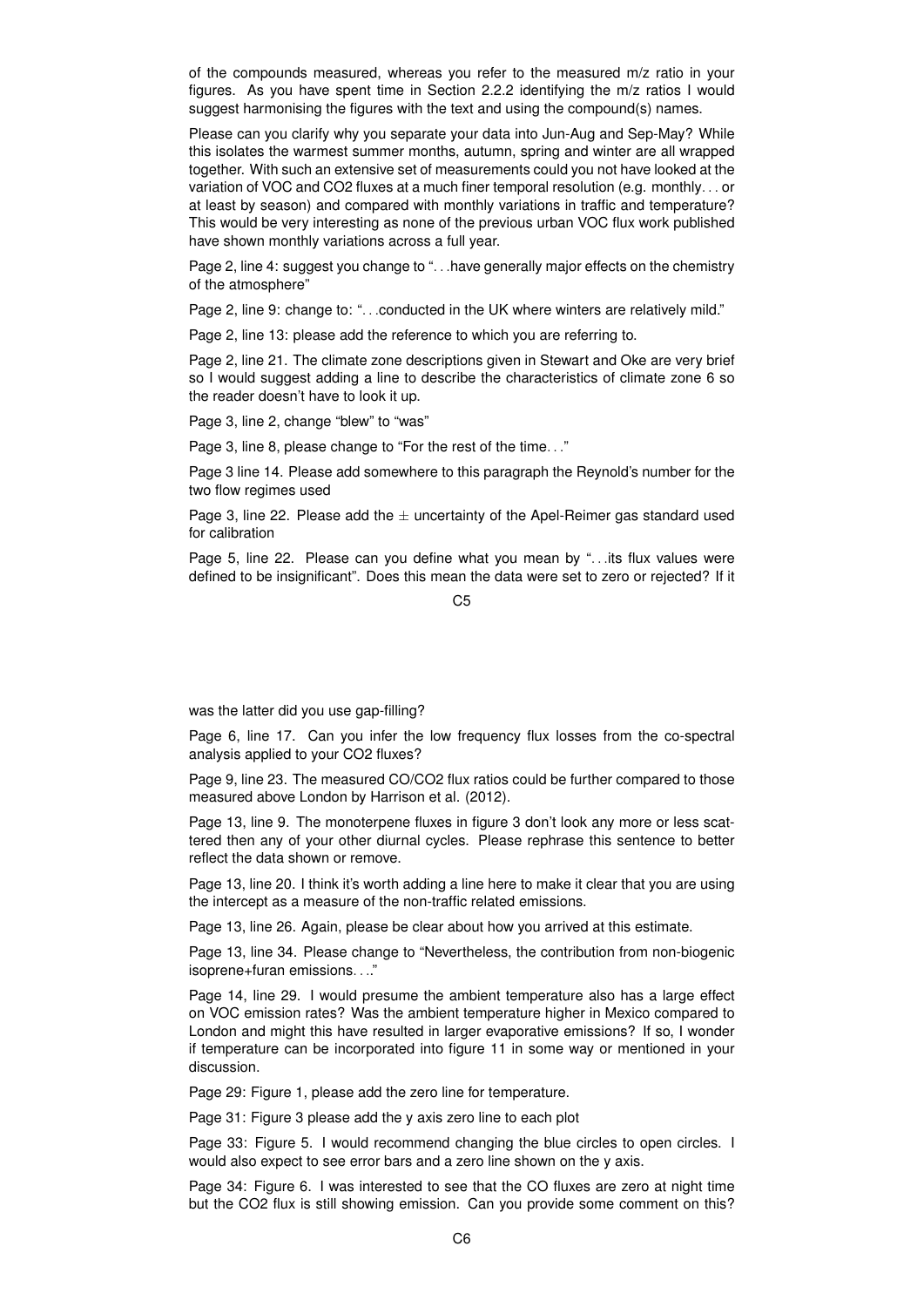of the compounds measured, whereas you refer to the measured m/z ratio in your figures. As you have spent time in Section 2.2.2 identifying the m/z ratios I would suggest harmonising the figures with the text and using the compound(s) names.

Please can you clarify why you separate your data into Jun-Aug and Sep-May? While this isolates the warmest summer months, autumn, spring and winter are all wrapped together. With such an extensive set of measurements could you not have looked at the variation of VOC and $CO_2$ fluxes at a much finer temporal resolution (e.g. monthly… or at least by season) and compared with monthly variations in traffic and temperature? This would be very interesting as none of the previous urban VOC flux work published have shown monthly variations across a full year.

Page 2, line 4: suggest you change to "…have generally major effects on the chemistry of the atmosphere"

Page 2, line 9: change to: "…conducted in the UK where winters are relatively mild."

Page 2, line 13: please add the reference to which you are referring to.

Page 2, line 21. The climate zone descriptions given in Stewart and Oke are very brief so I would suggest adding a line to describe the characteristics of climate zone 6 so the reader doesn't have to look it up.

Page 3, line 2, change "blew" to "was"

Page 3, line 8, please change to "For the rest of the time…"

Page 3 line 14. Please add somewhere to this paragraph the Reynold's number for the two flow regimes used

Page 3, line 22. Please add the $\pm$ uncertainty of the Apel-Reimer gas standard used for calibration

Page 5, line 22. Please can you define what you mean by "…its flux values were defined to be insignificant". Does this mean the data were set to zero or rejected? If it was the latter did you use gap-filling?

Page 6, line 17. Can you infer the low frequency flux losses from the co-spectral analysis applied to your $CO_2$ fluxes?

Page 9, line 23. The measured $CO/CO_2$ flux ratios could be further compared to those measured above London by Harrison et al. (2012).

Page 13, line 9. The monoterpene fluxes in figure 3 don't look any more or less scattered then any of your other diurnal cycles. Please rephrase this sentence to better reflect the data shown or remove.

Page 13, line 20. I think it's worth adding a line here to make it clear that you are using the intercept as a measure of the non-traffic related emissions.

Page 13, line 26. Again, please be clear about how you arrived at this estimate.

Page 13, line 34. Please change to "Nevertheless, the contribution from non-biogenic isoprene+furan emissions…."

Page 14, line 29. I would presume the ambient temperature also has a large effect on VOC emission rates? Was the ambient temperature higher in Mexico compared to London and might this have resulted in larger evaporative emissions? If so, I wonder if temperature can be incorporated into figure 11 in some way or mentioned in your discussion.

Page 29: Figure 1, please add the zero line for temperature.

Page 31: Figure 3 please add the y axis zero line to each plot

Page 33: Figure 5. I would recommend changing the blue circles to open circles. I would also expect to see error bars and a zero line shown on the y axis.

Page 34: Figure 6. I was interested to see that the CO fluxes are zero at night time but the $CO_2$ flux is still showing emission. Can you provide some comment on this?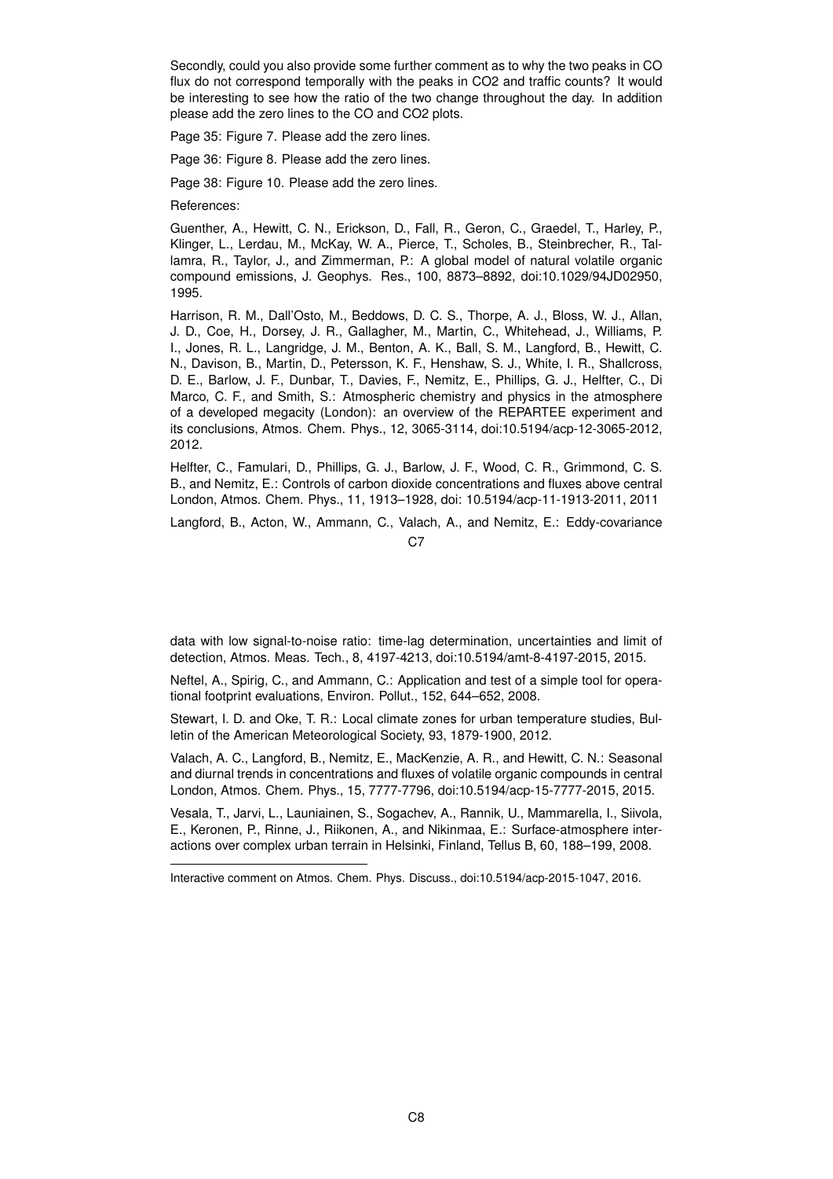Secondly, could you also provide some further comment as to why the two peaks in CO flux do not correspond temporally with the peaks in $CO_2$ and traffic counts? It would be interesting to see how the ratio of the two change throughout the day. In addition please add the zero lines to the CO and $CO_2$ plots.

Page 35: Figure 7. Please add the zero lines.

Page 36: Figure 8. Please add the zero lines.

Page 38: Figure 10. Please add the zero lines.

References:

Guenther, A., Hewitt, C. N., Erickson, D., Fall, R., Geron, C., Graedel, T., Harley, P., Klinger, L., Lerdau, M., McKay, W. A., Pierce, T., Scholes, B., Steinbrecher, R., Tallamra, R., Taylor, J., and Zimmerman, P.: A global model of natural volatile organic compound emissions, J. Geophys. Res., 100, 8873–8892, doi:10.1029/94JD02950, 1995.

Harrison, R. M., Dall'Osto, M., Beddows, D. C. S., Thorpe, A. J., Bloss, W. J., Allan, J. D., Coe, H., Dorsey, J. R., Gallagher, M., Martin, C., Whitehead, J., Williams, P. I., Jones, R. L., Langridge, J. M., Benton, A. K., Ball, S. M., Langford, B., Hewitt, C. N., Davison, B., Martin, D., Petersson, K. F., Henshaw, S. J., White, I. R., Shallcross, D. E., Barlow, J. F., Dunbar, T., Davies, F., Nemitz, E., Phillips, G. J., Helfter, C., Di Marco, C. F., and Smith, S.: Atmospheric chemistry and physics in the atmosphere of a developed megacity (London): an overview of the REPARTEE experiment and its conclusions, Atmos. Chem. Phys., 12, 3065-3114, doi:10.5194/acp-12-3065-2012, 2012.

Helfter, C., Famulari, D., Phillips, G. J., Barlow, J. F., Wood, C. R., Grimmond, C. S. B., and Nemitz, E.: Controls of carbon dioxide concentrations and fluxes above central London, Atmos. Chem. Phys., 11, 1913–1928, doi: 10.5194/acp-11-1913-2011, 2011

Langford, B., Acton, W., Ammann, C., Valach, A., and Nemitz, E.: Eddy-covariance data with low signal-to-noise ratio: time-lag determination, uncertainties and limit of detection, Atmos. Meas. Tech., 8, 4197-4213, doi:10.5194/amt-8-4197-2015, 2015.

Neftel, A., Spirig, C., and Ammann, C.: Application and test of a simple tool for operational footprint evaluations, Environ. Pollut., 152, 644–652, 2008.

Stewart, I. D. and Oke, T. R.: Local climate zones for urban temperature studies, Bulletin of the American Meteorological Society, 93, 1879-1900, 2012.

Valach, A. C., Langford, B., Nemitz, E., MacKenzie, A. R., and Hewitt, C. N.: Seasonal and diurnal trends in concentrations and fluxes of volatile organic compounds in central London, Atmos. Chem. Phys., 15, 7777-7796, doi:10.5194/acp-15-7777-2015, 2015.

Vesala, T., Jarvi, L., Launiainen, S., Sogachev, A., Rannik, U., Mammarella, I., Siivola, E., Keronen, P., Rinne, J., Riikonen, A., and Nikinmaa, E.: Surface-atmosphere interactions over complex urban terrain in Helsinki, Finland, Tellus B, 60, 188–199, 2008.

Interactive comment on Atmos. Chem. Phys. Discuss., doi:10.5194/acp-2015-1047, 2016.